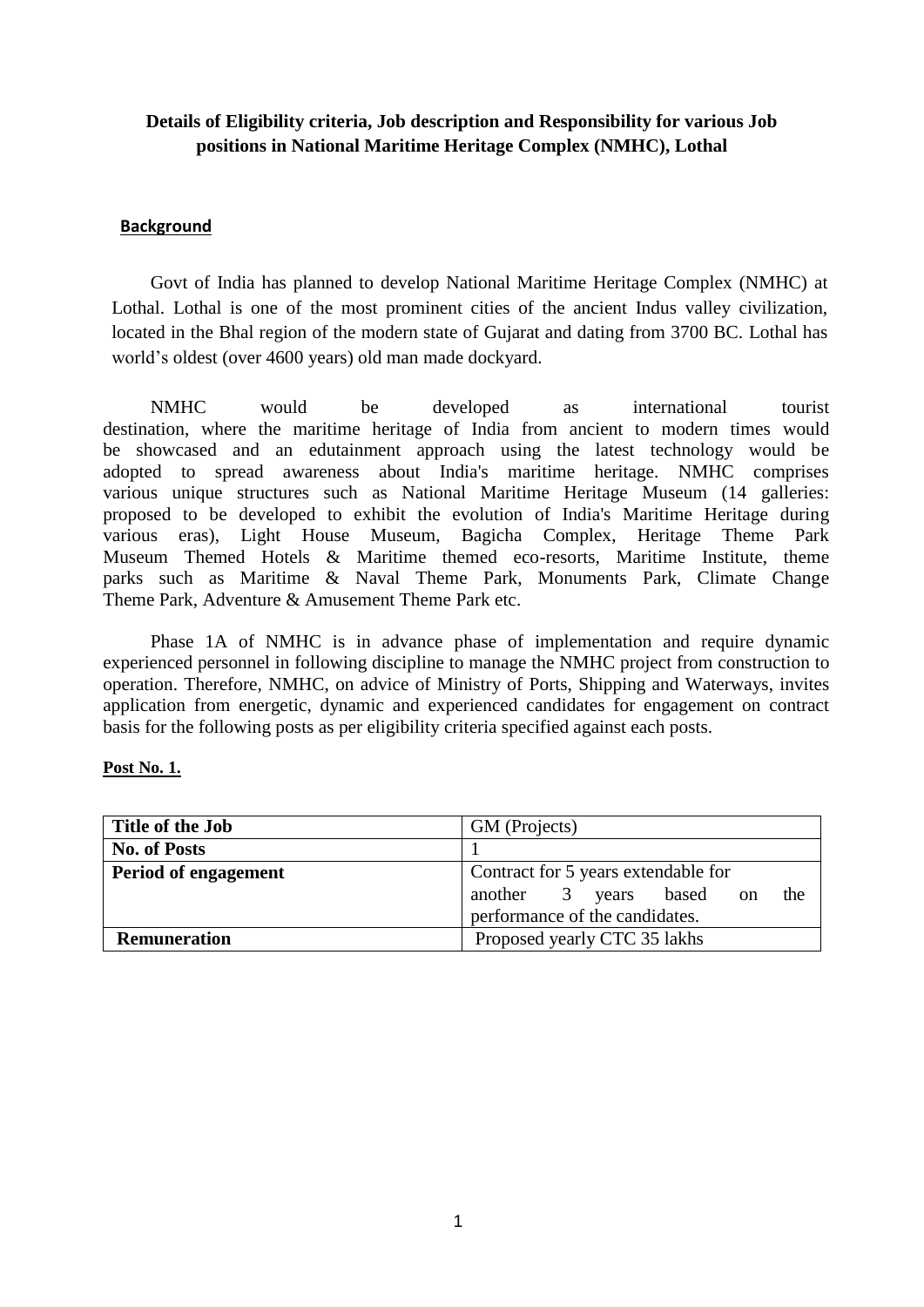# Details of Eligibility criteria, Job description and Responsibility for various Job positions in National Maritime Heritage Complex (NMHC), Lothal

## Background

Govt of India has planned to develop National Maritime Heritage Complex (NMHC) at Lothal. Lothal is one of the most prominent cities of the ancient Indus valley civilization, located in the Bhal region of the modern state of Gujarat and dating from 3700 BC. Lothal has world's oldest (over 4600 years) old man made dockyard.

NMHC would be developed as international tourist destination, where the maritime heritage of India from ancient to modern times would be showcased and an edutainment approach using the latest technology would be adopted to spread awareness about India's maritime heritage. NMHC comprises various unique structures such as National Maritime Heritage Museum (14 galleries: proposed to be developed to exhibit the evolution of India's Maritime Heritage during various eras), Light House Museum, Bagicha Complex, Heritage Theme Park Museum Themed Hotels & Maritime themed eco-resorts, Maritime Institute, theme parks such as Maritime & Naval Theme Park, Monuments Park, Climate Change Theme Park, Adventure & Amusement Theme Park etc.

Phase 1A of NMHC is in advance phase of implementation and require dynamic experienced personnel in following discipline to manage the NMHC project from construction to operation. Therefore, NMHC, on advice of Ministry of Ports, Shipping and Waterways, invites application from energetic, dynamic and experienced candidates for engagement on contract basis for the following posts as per eligibility criteria specified against each posts.

**Post No. 1.**

| **Title of the Job** | GM (Projects) |
|---|---|
| **No. of Posts** | 1 |
| **Period of engagement** | Contract for 5 years extendable for another 3 years based on the performance of the candidates. |
| **Remuneration** | Proposed yearly CTC 35 lakhs |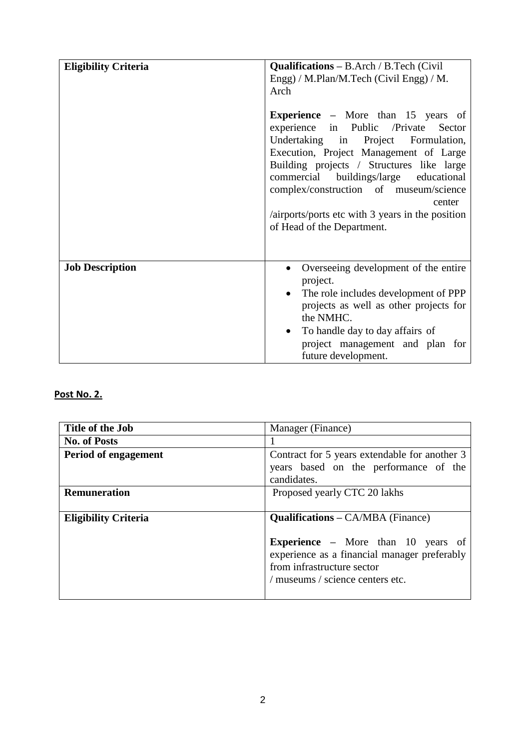| | |
|---|---|
| **Eligibility Criteria** | **Qualifications** – B.Arch / B.Tech (Civil Engg) / M.Plan/M.Tech (Civil Engg) / M. Arch<br><br>**Experience** – More than 15 years of experience in Public /Private Sector Undertaking in Project Formulation, Execution, Project Management of Large Building projects / Structures like large commercial buildings/large educational complex/construction of museum/science center /airports/ports etc with 3 years in the position of Head of the Department. |
| **Job Description** | • Overseeing development of the entire project.<br>• The role includes development of PPP projects as well as other projects for the NMHC.<br>• To handle day to day affairs of project management and plan for future development. |

**Post No. 2.**

| | |
|---|---|
| **Title of the Job** | Manager (Finance) |
| **No. of Posts** | 1 |
| **Period of engagement** | Contract for 5 years extendable for another 3 years based on the performance of the candidates. |
| **Remuneration** | Proposed yearly CTC 20 lakhs |
| **Eligibility Criteria** | **Qualifications** – CA/MBA (Finance)<br><br>**Experience** – More than 10 years of experience as a financial manager preferably from infrastructure sector / museums / science centers etc. |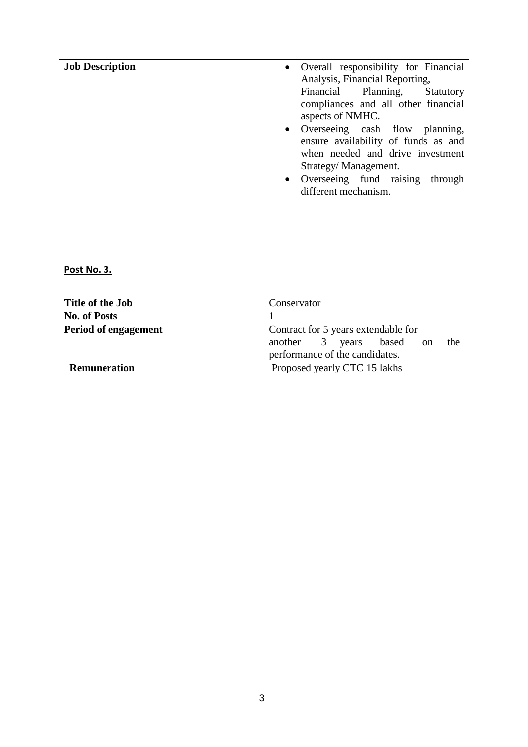| Job Description | • Overall responsibility for Financial Analysis, Financial Reporting, Financial Planning, Statutory compliances and all other financial aspects of NMHC.<br>• Overseeing cash flow planning, ensure availability of funds as and when needed and drive investment Strategy/ Management.<br>• Overseeing fund raising through different mechanism. |
|---|---|

**Post No. 3.**

| Title of the Job | Conservator |
|---|---|
| **No. of Posts** | 1 |
| **Period of engagement** | Contract for 5 years extendable for another 3 years based on the performance of the candidates. |
| **Remuneration** | Proposed yearly CTC 15 lakhs |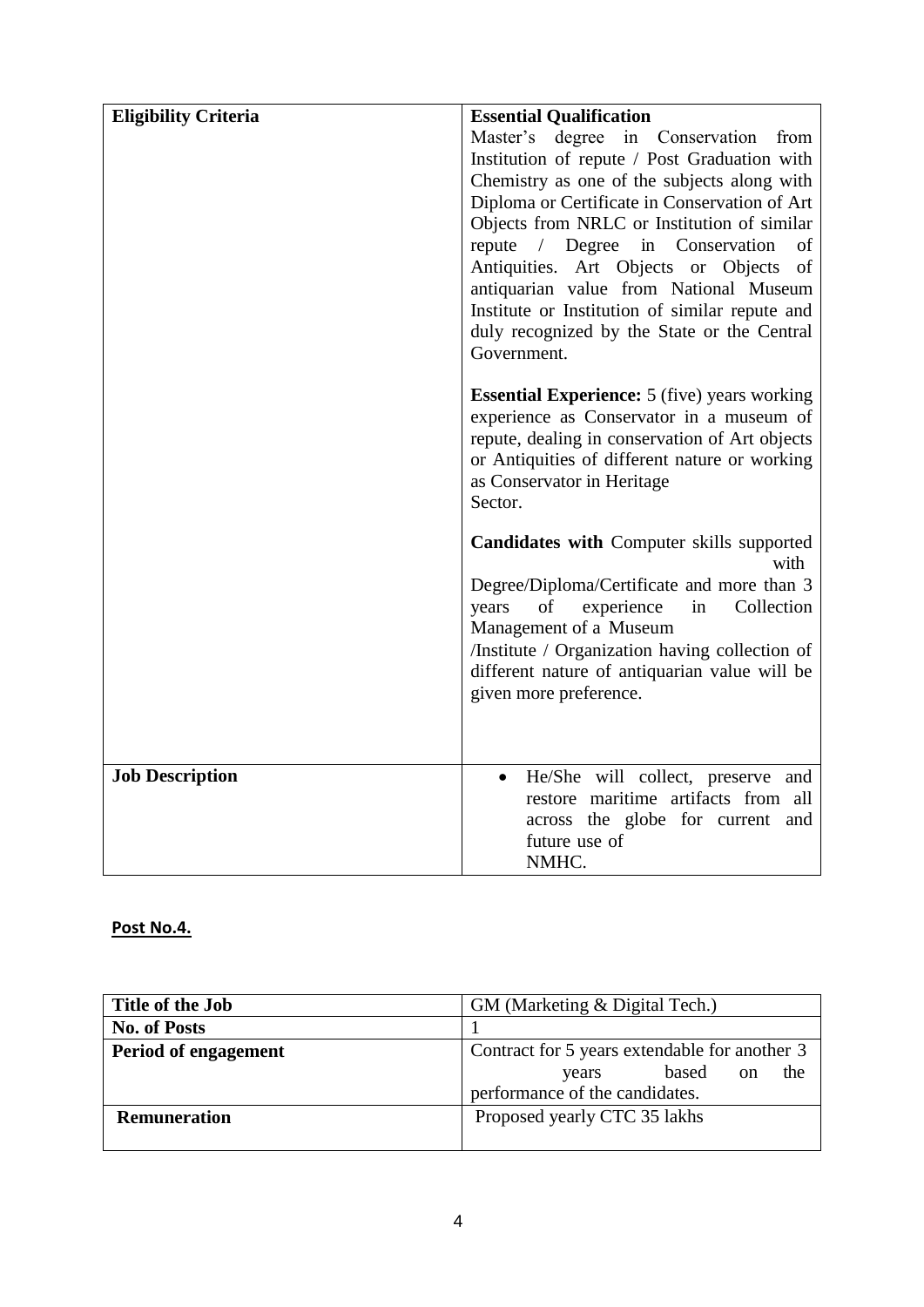| Eligibility Criteria | **Essential Qualification**<br>Master's degree in Conservation from Institution of repute / Post Graduation with Chemistry as one of the subjects along with Diploma or Certificate in Conservation of Art Objects from NRLC or Institution of similar repute / Degree in Conservation of Antiquities. Art Objects or Objects of antiquarian value from National Museum Institute or Institution of similar repute and duly recognized by the State or the Central Government.<br><br>**Essential Experience:** 5 (five) years working experience as Conservator in a museum of repute, dealing in conservation of Art objects or Antiquities of different nature or working as Conservator in Heritage Sector.<br><br>**Candidates with** Computer skills supported with Degree/Diploma/Certificate and more than 3 years of experience in Collection Management of a Museum /Institute / Organization having collection of different nature of antiquarian value will be given more preference. |
|---|---|
| **Job Description** | • He/She will collect, preserve and restore maritime artifacts from all across the globe for current and future use of NMHC. |

**Post No.4.**

| Title of the Job | GM (Marketing & Digital Tech.) |
|---|---|
| **No. of Posts** | 1 |
| **Period of engagement** | Contract for 5 years extendable for another 3 years based on the performance of the candidates. |
| **Remuneration** | Proposed yearly CTC 35 lakhs |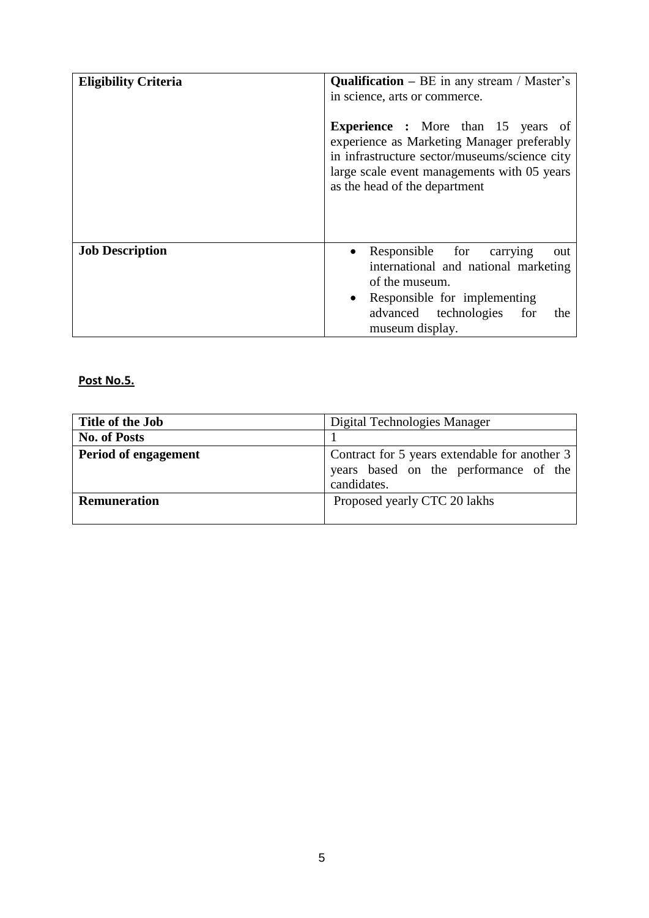| | |
|---|---|
| **Eligibility Criteria** | **Qualification** – BE in any stream / Master's in science, arts or commerce.<br><br>**Experience :** More than 15 years of experience as Marketing Manager preferably in infrastructure sector/museums/science city large scale event managements with 05 years as the head of the department |
| **Job Description** | • Responsible for carrying out international and national marketing of the museum.<br>• Responsible for implementing advanced technologies for the museum display. |

**Post No.5.**

| | |
|---|---|
| **Title of the Job** | Digital Technologies Manager |
| **No. of Posts** | 1 |
| **Period of engagement** | Contract for 5 years extendable for another 3 years based on the performance of the candidates. |
| **Remuneration** | Proposed yearly CTC 20 lakhs |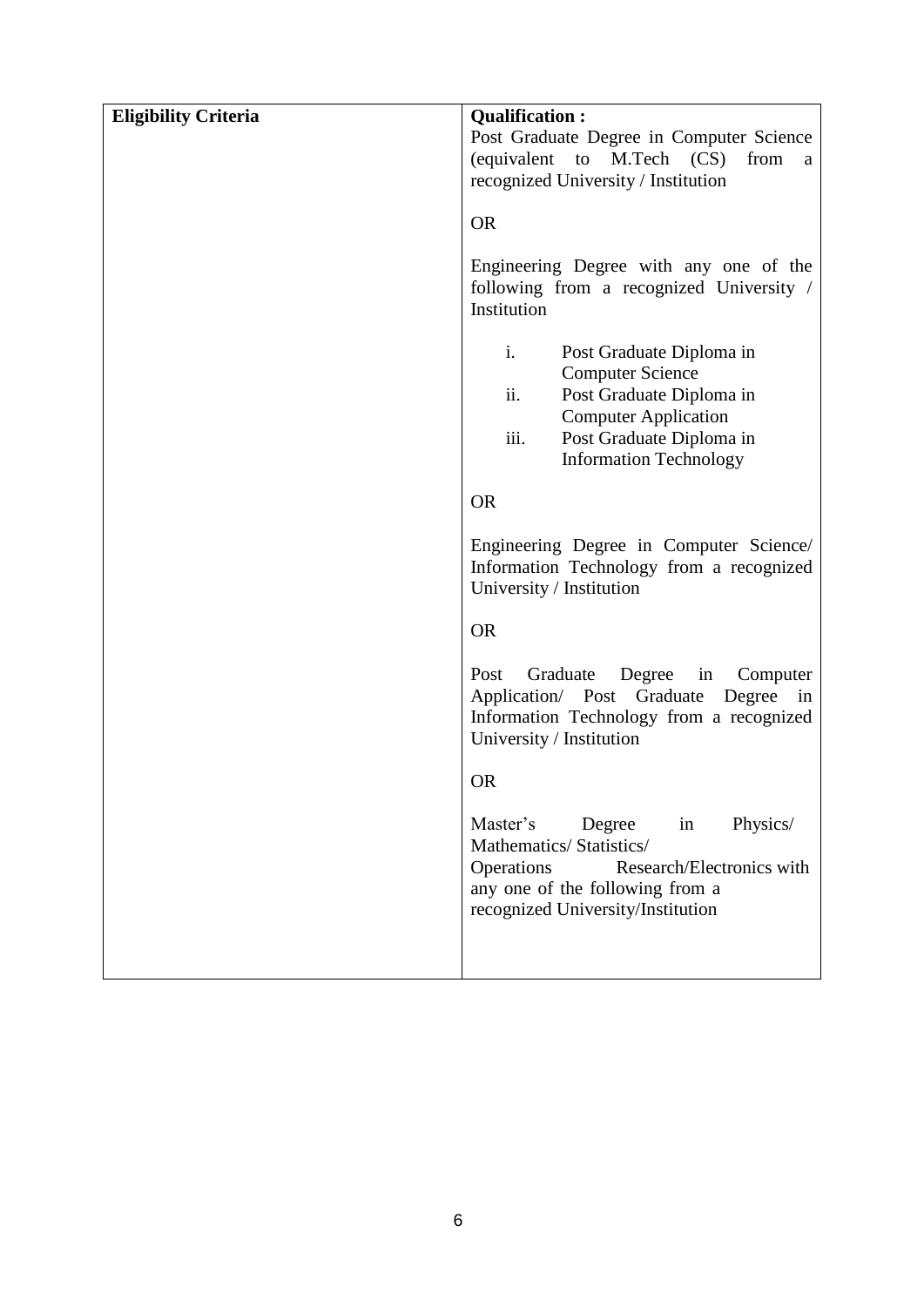| **Eligibility Criteria** | **Qualification :**<br>Post Graduate Degree in Computer Science (equivalent to M.Tech (CS) from a recognized University / Institution<br><br>OR<br><br>Engineering Degree with any one of the following from a recognized University / Institution<br><br>i. Post Graduate Diploma in Computer Science<br>ii. Post Graduate Diploma in Computer Application<br>iii. Post Graduate Diploma in Information Technology<br><br>OR<br><br>Engineering Degree in Computer Science/ Information Technology from a recognized University / Institution<br><br>OR<br><br>Post Graduate Degree in Computer Application/ Post Graduate Degree in Information Technology from a recognized University / Institution<br><br>OR<br><br>Master's Degree in Physics/ Mathematics/ Statistics/ Operations Research/Electronics with any one of the following from a recognized University/Institution |
|---|---|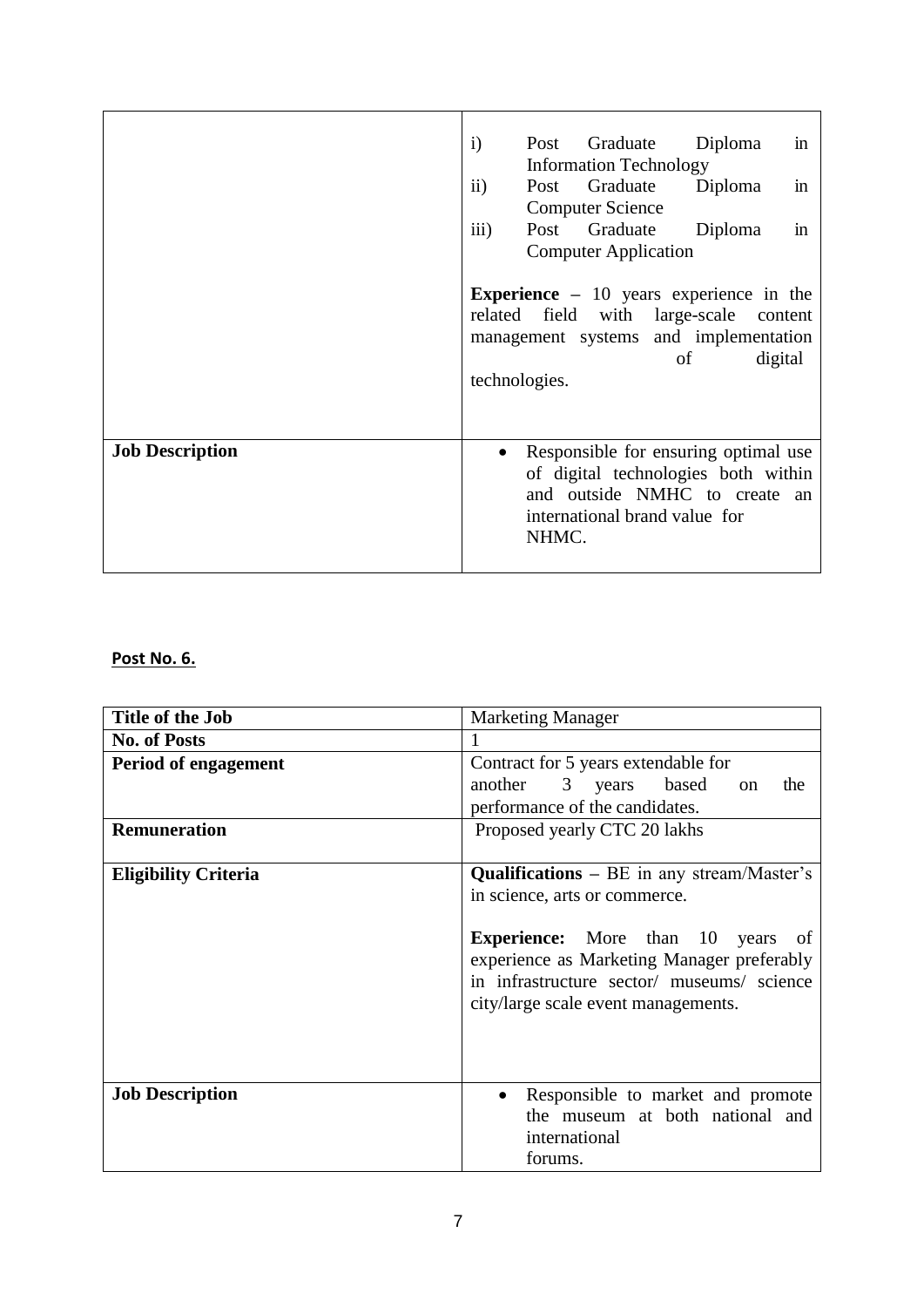| | |
|---|---|
| | i) Post Graduate Diploma in Information Technology<br>ii) Post Graduate Diploma in Computer Science<br>iii) Post Graduate Diploma in Computer Application<br><br>**Experience** – 10 years experience in the related field with large-scale content management systems and implementation of digital technologies. |
| **Job Description** | • Responsible for ensuring optimal use of digital technologies both within and outside NMHC to create an international brand value for NHMC. |

**Post No. 6.**

| | |
|---|---|
| **Title of the Job** | Marketing Manager |
| **No. of Posts** | 1 |
| **Period of engagement** | Contract for 5 years extendable for another 3 years based on the performance of the candidates. |
| **Remuneration** | Proposed yearly CTC 20 lakhs |
| **Eligibility Criteria** | **Qualifications** – BE in any stream/Master's in science, arts or commerce.<br><br>**Experience:** More than 10 years of experience as Marketing Manager preferably in infrastructure sector/ museums/ science city/large scale event managements. |
| **Job Description** | • Responsible to market and promote the museum at both national and international forums. |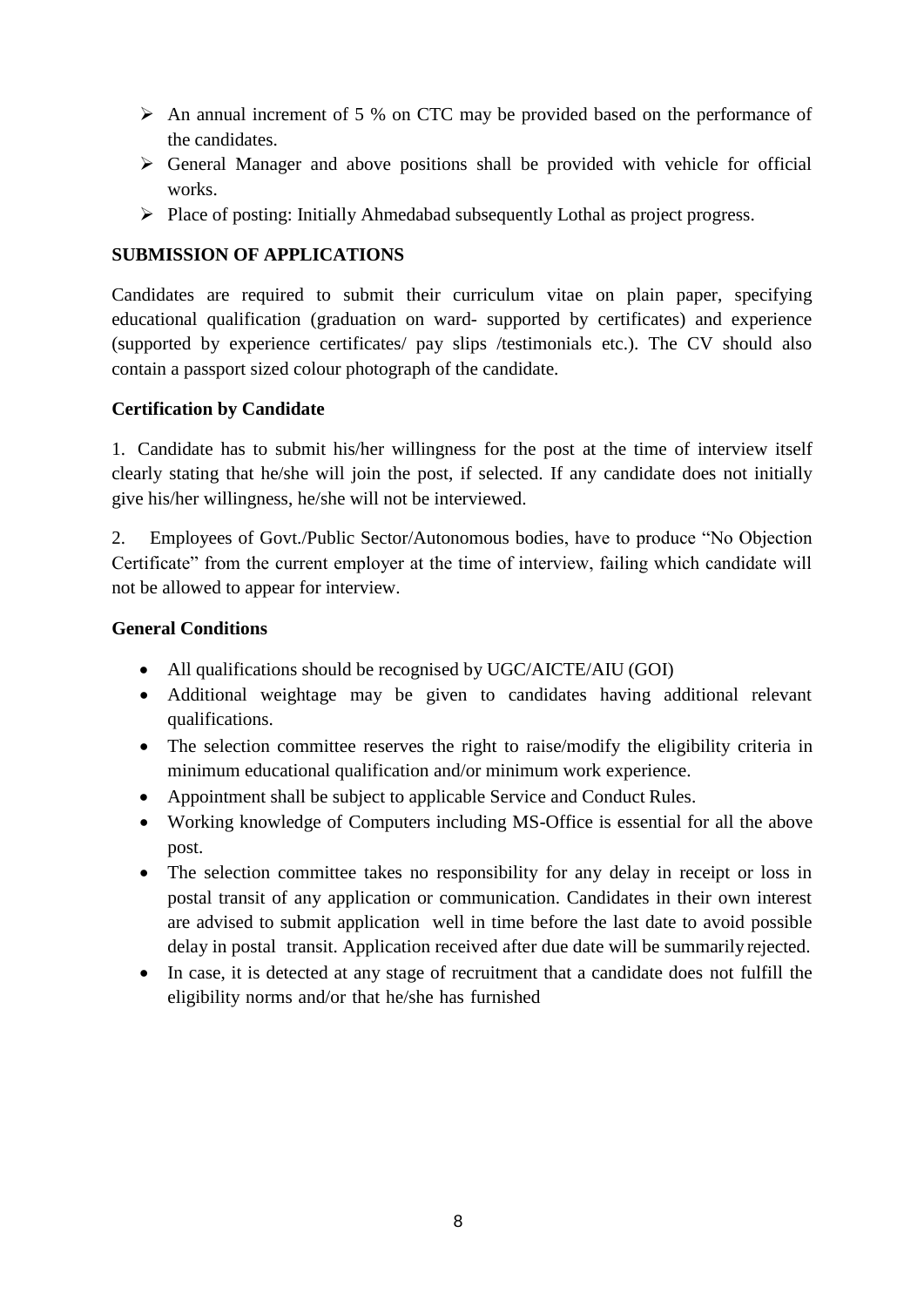- An annual increment of 5 % on CTC may be provided based on the performance of the candidates.
- General Manager and above positions shall be provided with vehicle for official works.
- Place of posting: Initially Ahmedabad subsequently Lothal as project progress.

**SUBMISSION OF APPLICATIONS**

Candidates are required to submit their curriculum vitae on plain paper, specifying educational qualification (graduation on ward- supported by certificates) and experience (supported by experience certificates/ pay slips /testimonials etc.). The CV should also contain a passport sized colour photograph of the candidate.

**Certification by Candidate**

1. Candidate has to submit his/her willingness for the post at the time of interview itself clearly stating that he/she will join the post, if selected. If any candidate does not initially give his/her willingness, he/she will not be interviewed.

2. Employees of Govt./Public Sector/Autonomous bodies, have to produce "No Objection Certificate" from the current employer at the time of interview, failing which candidate will not be allowed to appear for interview.

**General Conditions**

- All qualifications should be recognised by UGC/AICTE/AIU (GOI)
- Additional weightage may be given to candidates having additional relevant qualifications.
- The selection committee reserves the right to raise/modify the eligibility criteria in minimum educational qualification and/or minimum work experience.
- Appointment shall be subject to applicable Service and Conduct Rules.
- Working knowledge of Computers including MS-Office is essential for all the above post.
- The selection committee takes no responsibility for any delay in receipt or loss in postal transit of any application or communication. Candidates in their own interest are advised to submit application well in time before the last date to avoid possible delay in postal transit. Application received after due date will be summarily rejected.
- In case, it is detected at any stage of recruitment that a candidate does not fulfill the eligibility norms and/or that he/she has furnished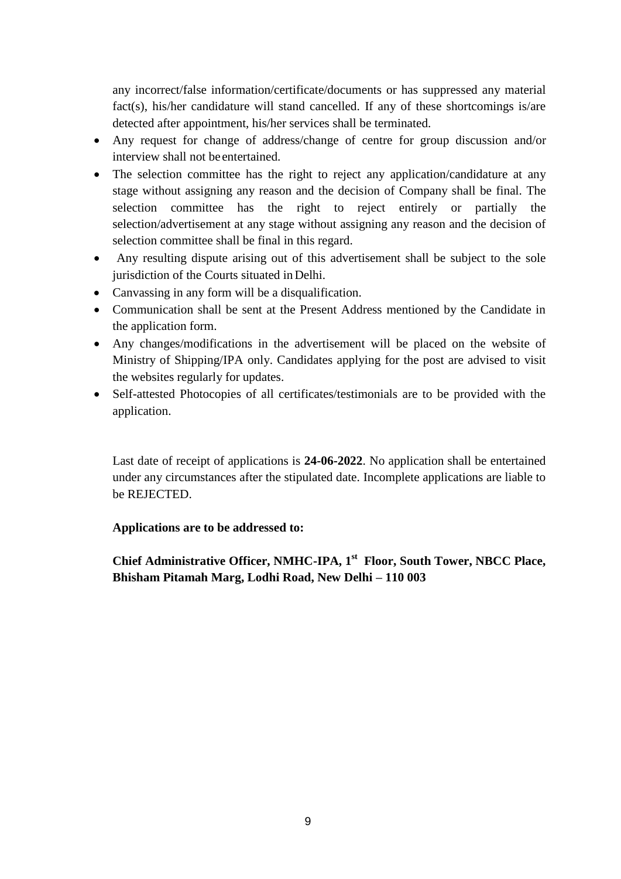any incorrect/false information/certificate/documents or has suppressed any material fact(s), his/her candidature will stand cancelled. If any of these shortcomings is/are detected after appointment, his/her services shall be terminated.

- Any request for change of address/change of centre for group discussion and/or interview shall not be entertained.
- The selection committee has the right to reject any application/candidature at any stage without assigning any reason and the decision of Company shall be final. The selection committee has the right to reject entirely or partially the selection/advertisement at any stage without assigning any reason and the decision of selection committee shall be final in this regard.
- Any resulting dispute arising out of this advertisement shall be subject to the sole jurisdiction of the Courts situated in Delhi.
- Canvassing in any form will be a disqualification.
- Communication shall be sent at the Present Address mentioned by the Candidate in the application form.
- Any changes/modifications in the advertisement will be placed on the website of Ministry of Shipping/IPA only. Candidates applying for the post are advised to visit the websites regularly for updates.
- Self-attested Photocopies of all certificates/testimonials are to be provided with the application.

Last date of receipt of applications is **24-06-2022**. No application shall be entertained under any circumstances after the stipulated date. Incomplete applications are liable to be REJECTED.

**Applications are to be addressed to:**

**Chief Administrative Officer, NMHC-IPA, 1st Floor, South Tower, NBCC Place, Bhisham Pitamah Marg, Lodhi Road, New Delhi – 110 003**